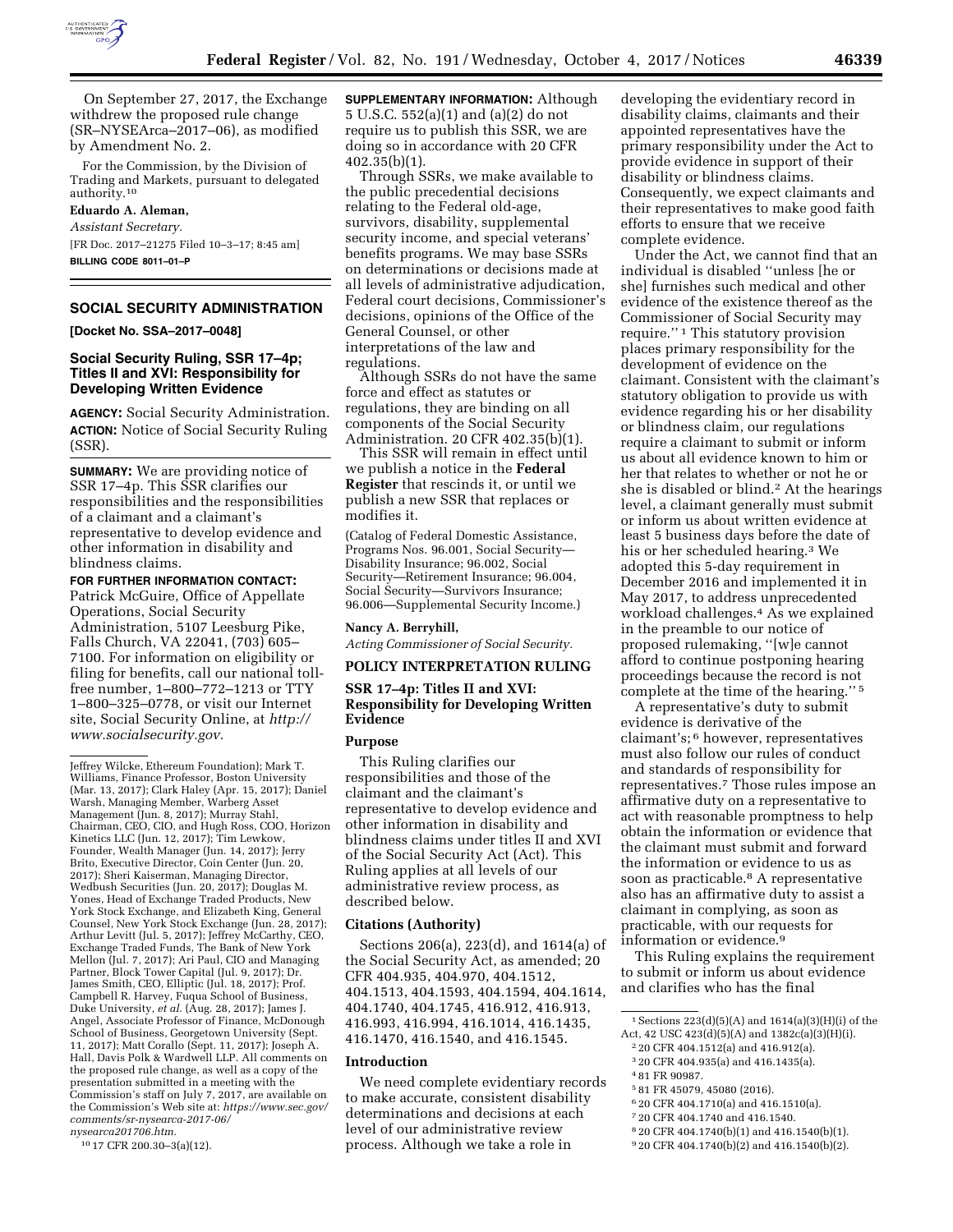On September 27, 2017, the Exchange withdrew the proposed rule change (SR–NYSEArca–2017–06), as modified by Amendment No. 2.

For the Commission, by the Division of Trading and Markets, pursuant to delegated authority.[10]

**Eduardo A. Aleman,**

*Assistant Secretary.*

[FR Doc. 2017–21275 Filed 10–3–17; 8:45 am]

**BILLING CODE 8011–01–P**

Jeffrey Wilcke, Ethereum Foundation); Mark T. Williams, Finance Professor, Boston University (Mar. 13, 2017); Clark Haley (Apr. 15, 2017); Daniel Warsh, Managing Member, Warberg Asset Management (Jun. 8, 2017); Murray Stahl, Chairman, CEO, CIO, and Hugh Ross, COO, Horizon Kinetics LLC (Jun. 12, 2017); Tim Lewkow, Founder, Wealth Manager (Jun. 14, 2017); Jerry Brito, Executive Director, Coin Center (Jun. 20, 2017); Sheri Kaiserman, Managing Director, Wedbush Securities (Jun. 20, 2017); Douglas M. Yones, Head of Exchange Traded Products, New York Stock Exchange, and Elizabeth King, General Counsel, New York Stock Exchange (Jun. 28, 2017); Arthur Levitt (Jul. 5, 2017); Jeffrey McCarthy, CEO, Exchange Traded Funds, The Bank of New York Mellon (Jul. 7, 2017); Ari Paul, CIO and Managing Partner, Block Tower Capital (Jul. 9, 2017); Dr. James Smith, CEO, Elliptic (Jul. 18, 2017); Prof. Campbell R. Harvey, Fuqua School of Business, Duke University, *et al.* (Aug. 28, 2017); James J. Angel, Associate Professor of Finance, McDonough School of Business, Georgetown University (Sept. 11, 2017); Matt Corallo (Sept. 11, 2017); Joseph A. Hall, Davis Polk & Wardwell LLP. All comments on the proposed rule change, as well as a copy of the presentation submitted in a meeting with the Commission's staff on July 7, 2017, are available on the Commission's Web site at: *https://www.sec.gov/comments/sr-nysearca-2017-06/nysearca201706.htm.*

[10] 17 CFR 200.30–3(a)(12).

## SOCIAL SECURITY ADMINISTRATION

**[Docket No. SSA–2017–0048]**

### Social Security Ruling, SSR 17–4p; Titles II and XVI: Responsibility for Developing Written Evidence

**AGENCY:** Social Security Administration.

**ACTION:** Notice of Social Security Ruling (SSR).

**SUMMARY:** We are providing notice of SSR 17–4p. This SSR clarifies our responsibilities and the responsibilities of a claimant and a claimant's representative to develop evidence and other information in disability and blindness claims.

**FOR FURTHER INFORMATION CONTACT:** Patrick McGuire, Office of Appellate Operations, Social Security Administration, 5107 Leesburg Pike, Falls Church, VA 22041, (703) 605–7100. For information on eligibility or filing for benefits, call our national toll-free number, 1–800–772–1213 or TTY 1–800–325–0778, or visit our Internet site, Social Security Online, at *http://www.socialsecurity.gov.*

**SUPPLEMENTARY INFORMATION:** Although 5 U.S.C. 552(a)(1) and (a)(2) do not require us to publish this SSR, we are doing so in accordance with 20 CFR 402.35(b)(1).

Through SSRs, we make available to the public precedential decisions relating to the Federal old-age, survivors, disability, supplemental security income, and special veterans' benefits programs. We may base SSRs on determinations or decisions made at all levels of administrative adjudication, Federal court decisions, Commissioner's decisions, opinions of the Office of the General Counsel, or other interpretations of the law and regulations.

Although SSRs do not have the same force and effect as statutes or regulations, they are binding on all components of the Social Security Administration. 20 CFR 402.35(b)(1).

This SSR will remain in effect until we publish a notice in the **Federal Register** that rescinds it, or until we publish a new SSR that replaces or modifies it.

(Catalog of Federal Domestic Assistance, Programs Nos. 96.001, Social Security—Disability Insurance; 96.002, Social Security—Retirement Insurance; 96.004, Social Security—Survivors Insurance; 96.006—Supplemental Security Income.)

**Nancy A. Berryhill,**

*Acting Commissioner of Social Security.*

## POLICY INTERPRETATION RULING

### SSR 17–4p: Titles II and XVI: Responsibility for Developing Written Evidence

#### Purpose

This Ruling clarifies our responsibilities and those of the claimant and the claimant's representative to develop evidence and other information in disability and blindness claims under titles II and XVI of the Social Security Act (Act). This Ruling applies at all levels of our administrative review process, as described below.

#### Citations (Authority)

Sections 206(a), 223(d), and 1614(a) of the Social Security Act, as amended; 20 CFR 404.935, 404.970, 404.1512, 404.1513, 404.1593, 404.1594, 404.1614, 404.1740, 404.1745, 416.912, 416.913, 416.993, 416.994, 416.1014, 416.1435, 416.1470, 416.1540, and 416.1545.

#### Introduction

We need complete evidentiary records to make accurate, consistent disability determinations and decisions at each level of our administrative review process. Although we take a role in developing the evidentiary record in disability claims, claimants and their appointed representatives have the primary responsibility under the Act to provide evidence in support of their disability or blindness claims. Consequently, we expect claimants and their representatives to make good faith efforts to ensure that we receive complete evidence.

Under the Act, we cannot find that an individual is disabled "unless [he or she] furnishes such medical and other evidence of the existence thereof as the Commissioner of Social Security may require."[1] This statutory provision places primary responsibility for the development of evidence on the claimant. Consistent with the claimant's statutory obligation to provide us with evidence regarding his or her disability or blindness claim, our regulations require a claimant to submit or inform us about all evidence known to him or her that relates to whether or not he or she is disabled or blind.[2] At the hearings level, a claimant generally must submit or inform us about written evidence at least 5 business days before the date of his or her scheduled hearing.[3] We adopted this 5-day requirement in December 2016 and implemented it in May 2017, to address unprecedented workload challenges.[4] As we explained in the preamble to our notice of proposed rulemaking, "[w]e cannot afford to continue postponing hearing proceedings because the record is not complete at the time of the hearing."[5]

A representative's duty to submit evidence is derivative of the claimant's;[6] however, representatives must also follow our rules of conduct and standards of responsibility for representatives.[7] Those rules impose an affirmative duty on a representative to act with reasonable promptness to help obtain the information or evidence that the claimant must submit and forward the information or evidence to us as soon as practicable.[8] A representative also has an affirmative duty to assist a claimant in complying, as soon as practicable, with our requests for information or evidence.[9]

This Ruling explains the requirement to submit or inform us about evidence and clarifies who has the final

[1] Sections 223(d)(5)(A) and 1614(a)(3)(H)(i) of the Act, 42 USC 423(d)(5)(A) and 1382c(a)(3)(H)(i).

[2] 20 CFR 404.1512(a) and 416.912(a).

[3] 20 CFR 404.935(a) and 416.1435(a).

[4] 81 FR 90987.

[5] 81 FR 45079, 45080 (2016).

[6] 20 CFR 404.1710(a) and 416.1510(a).

[7] 20 CFR 404.1740 and 416.1540.

[8] 20 CFR 404.1740(b)(1) and 416.1540(b)(1).

[9] 20 CFR 404.1740(b)(2) and 416.1540(b)(2).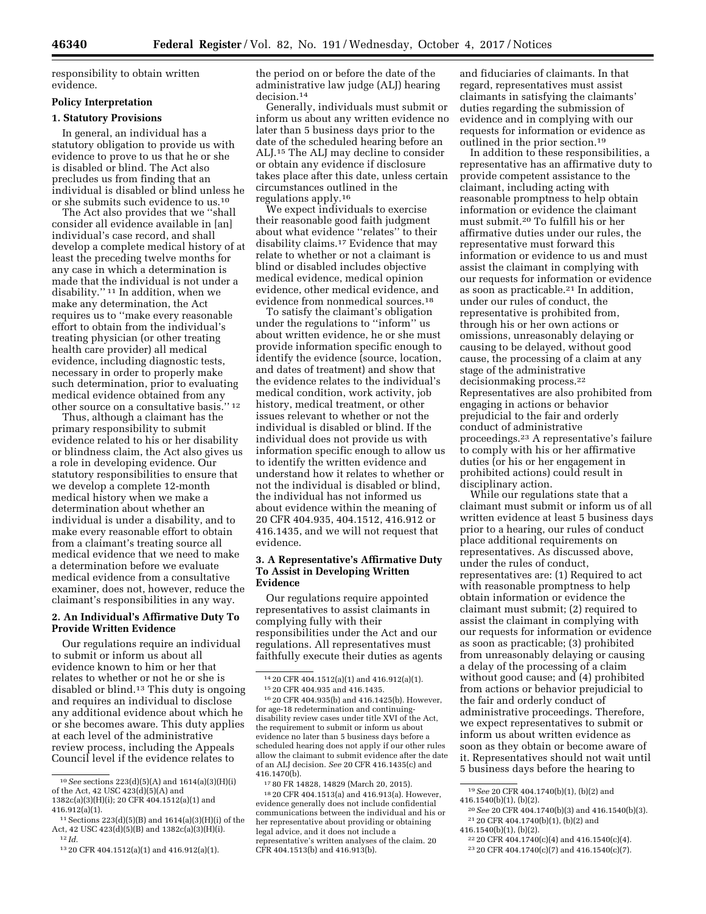responsibility to obtain written evidence.

## Policy Interpretation

### 1. Statutory Provisions

In general, an individual has a statutory obligation to provide us with evidence to prove to us that he or she is disabled or blind. The Act also precludes us from finding that an individual is disabled or blind unless he or she submits such evidence to us.[10]

The Act also provides that we ''shall consider all evidence available in [an] individual's case record, and shall develop a complete medical history of at least the preceding twelve months for any case in which a determination is made that the individual is not under a disability.'' [11] In addition, when we make any determination, the Act requires us to ''make every reasonable effort to obtain from the individual's treating physician (or other treating health care provider) all medical evidence, including diagnostic tests, necessary in order to properly make such determination, prior to evaluating medical evidence obtained from any other source on a consultative basis.'' [12]

Thus, although a claimant has the primary responsibility to submit evidence related to his or her disability or blindness claim, the Act also gives us a role in developing evidence. Our statutory responsibilities to ensure that we develop a complete 12-month medical history when we make a determination about whether an individual is under a disability, and to make every reasonable effort to obtain from a claimant's treating source all medical evidence that we need to make a determination before we evaluate medical evidence from a consultative examiner, does not, however, reduce the claimant's responsibilities in any way.

### 2. An Individual's Affirmative Duty To Provide Written Evidence

Our regulations require an individual to submit or inform us about all evidence known to him or her that relates to whether or not he or she is disabled or blind.[13] This duty is ongoing and requires an individual to disclose any additional evidence about which he or she becomes aware. This duty applies at each level of the administrative review process, including the Appeals Council level if the evidence relates to the period on or before the date of the administrative law judge (ALJ) hearing decision.[14]

Generally, individuals must submit or inform us about any written evidence no later than 5 business days prior to the date of the scheduled hearing before an ALJ.[15] The ALJ may decline to consider or obtain any evidence if disclosure takes place after this date, unless certain circumstances outlined in the regulations apply.[16]

We expect individuals to exercise their reasonable good faith judgment about what evidence ''relates'' to their disability claims.[17] Evidence that may relate to whether or not a claimant is blind or disabled includes objective medical evidence, medical opinion evidence, other medical evidence, and evidence from nonmedical sources.[18]

To satisfy the claimant's obligation under the regulations to ''inform'' us about written evidence, he or she must provide information specific enough to identify the evidence (source, location, and dates of treatment) and show that the evidence relates to the individual's medical condition, work activity, job history, medical treatment, or other issues relevant to whether or not the individual is disabled or blind. If the individual does not provide us with information specific enough to allow us to identify the written evidence and understand how it relates to whether or not the individual is disabled or blind, the individual has not informed us about evidence within the meaning of 20 CFR 404.935, 404.1512, 416.912 or 416.1435, and we will not request that evidence.

### 3. A Representative's Affirmative Duty To Assist in Developing Written Evidence

Our regulations require appointed representatives to assist claimants in complying fully with their responsibilities under the Act and our regulations. All representatives must faithfully execute their duties as agents and fiduciaries of claimants. In that regard, representatives must assist claimants in satisfying the claimants' duties regarding the submission of evidence and in complying with our requests for information or evidence as outlined in the prior section.[19]

In addition to these responsibilities, a representative has an affirmative duty to provide competent assistance to the claimant, including acting with reasonable promptness to help obtain information or evidence the claimant must submit.[20] To fulfill his or her affirmative duties under our rules, the representative must forward this information or evidence to us and must assist the claimant in complying with our requests for information or evidence as soon as practicable.[21] In addition, under our rules of conduct, the representative is prohibited from, through his or her own actions or omissions, unreasonably delaying or causing to be delayed, without good cause, the processing of a claim at any stage of the administrative decisionmaking process.[22] Representatives are also prohibited from engaging in actions or behavior prejudicial to the fair and orderly conduct of administrative proceedings.[23] A representative's failure to comply with his or her affirmative duties (or his or her engagement in prohibited actions) could result in disciplinary action.

While our regulations state that a claimant must submit or inform us of all written evidence at least 5 business days prior to a hearing, our rules of conduct place additional requirements on representatives. As discussed above, under the rules of conduct, representatives are: (1) Required to act with reasonable promptness to help obtain information or evidence the claimant must submit; (2) required to assist the claimant in complying with our requests for information or evidence as soon as practicable; (3) prohibited from unreasonably delaying or causing a delay of the processing of a claim without good cause; and (4) prohibited from actions or behavior prejudicial to the fair and orderly conduct of administrative proceedings. Therefore, we expect representatives to submit or inform us about written evidence as soon as they obtain or become aware of it. Representatives should not wait until 5 business days before the hearing to

---

[10] *See* sections 223(d)(5)(A) and 1614(a)(3)(H)(i) of the Act, 42 USC 423(d)(5)(A) and 1382c(a)(3)(H)(i); 20 CFR 404.1512(a)(1) and 416.912(a)(1).

[11] Sections 223(d)(5)(B) and 1614(a)(3)(H)(i) of the Act, 42 USC 423(d)(5)(B) and 1382c(a)(3)(H)(i).

[12] *Id.*

[13] 20 CFR 404.1512(a)(1) and 416.912(a)(1).

[14] 20 CFR 404.1512(a)(1) and 416.912(a)(1).

[15] 20 CFR 404.935 and 416.1435.

[16] 20 CFR 404.935(b) and 416.1425(b). However, for age-18 redetermination and continuing-disability review cases under title XVI of the Act, the requirement to submit or inform us about evidence no later than 5 business days before a scheduled hearing does not apply if our other rules allow the claimant to submit evidence after the date of an ALJ decision. *See* 20 CFR 416.1435(c) and 416.1470(b).

[17] 80 FR 14828, 14829 (March 20, 2015).

[18] 20 CFR 404.1513(a) and 416.913(a). However, evidence generally does not include confidential communications between the individual and his or her representative about providing or obtaining legal advice, and it does not include a representative's written analyses of the claim. 20 CFR 404.1513(b) and 416.913(b).

[19] *See* 20 CFR 404.1740(b)(1), (b)(2) and 416.1540(b)(1), (b)(2).

[20] *See* 20 CFR 404.1740(b)(3) and 416.1540(b)(3).

[21] 20 CFR 404.1740(b)(1), (b)(2) and 416.1540(b)(1), (b)(2).

[22] 20 CFR 404.1740(c)(4) and 416.1540(c)(4).

[23] 20 CFR 404.1740(c)(7) and 416.1540(c)(7).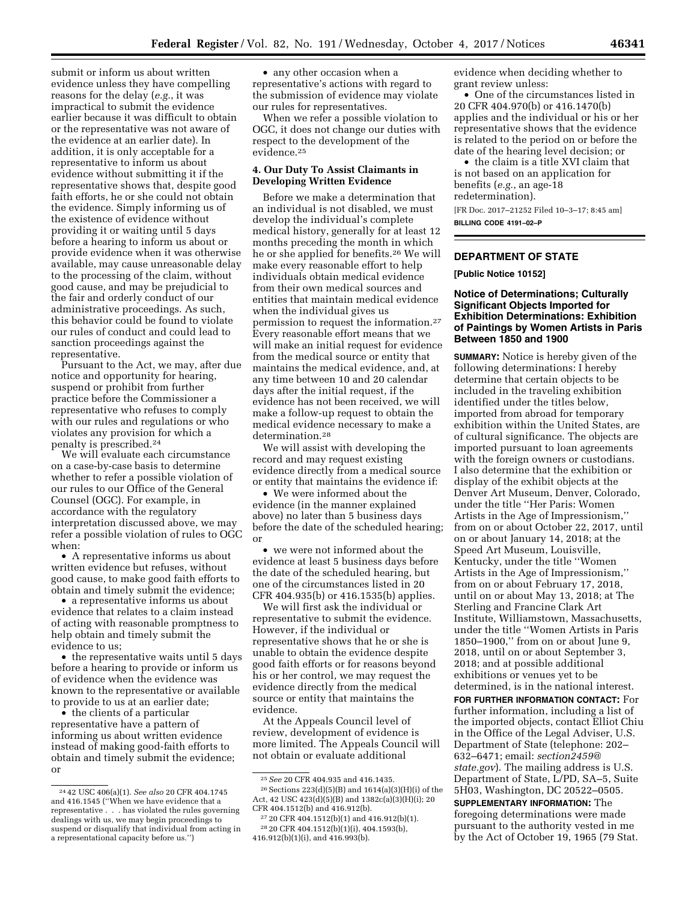submit or inform us about written evidence unless they have compelling reasons for the delay (*e.g.*, it was impractical to submit the evidence earlier because it was difficult to obtain or the representative was not aware of the evidence at an earlier date). In addition, it is only acceptable for a representative to inform us about evidence without submitting it if the representative shows that, despite good faith efforts, he or she could not obtain the evidence. Simply informing us of the existence of evidence without providing it or waiting until 5 days before a hearing to inform us about or provide evidence when it was otherwise available, may cause unreasonable delay to the processing of the claim, without good cause, and may be prejudicial to the fair and orderly conduct of our administrative proceedings. As such, this behavior could be found to violate our rules of conduct and could lead to sanction proceedings against the representative.

Pursuant to the Act, we may, after due notice and opportunity for hearing, suspend or prohibit from further practice before the Commissioner a representative who refuses to comply with our rules and regulations or who violates any provision for which a penalty is prescribed.[24]

We will evaluate each circumstance on a case-by-case basis to determine whether to refer a possible violation of our rules to our Office of the General Counsel (OGC). For example, in accordance with the regulatory interpretation discussed above, we may refer a possible violation of rules to OGC when:

- A representative informs us about written evidence but refuses, without good cause, to make good faith efforts to obtain and timely submit the evidence;
- a representative informs us about evidence that relates to a claim instead of acting with reasonable promptness to help obtain and timely submit the evidence to us;
- the representative waits until 5 days before a hearing to provide or inform us of evidence when the evidence was known to the representative or available to provide to us at an earlier date;
- the clients of a particular representative have a pattern of informing us about written evidence instead of making good-faith efforts to obtain and timely submit the evidence; or
- any other occasion when a representative's actions with regard to the submission of evidence may violate our rules for representatives.

When we refer a possible violation to OGC, it does not change our duties with respect to the development of the evidence.[25]

### 4. Our Duty To Assist Claimants in Developing Written Evidence

Before we make a determination that an individual is not disabled, we must develop the individual's complete medical history, generally for at least 12 months preceding the month in which he or she applied for benefits.[26] We will make every reasonable effort to help individuals obtain medical evidence from their own medical sources and entities that maintain medical evidence when the individual gives us permission to request the information.[27] Every reasonable effort means that we will make an initial request for evidence from the medical source or entity that maintains the medical evidence, and, at any time between 10 and 20 calendar days after the initial request, if the evidence has not been received, we will make a follow-up request to obtain the medical evidence necessary to make a determination.[28]

We will assist with developing the record and may request existing evidence directly from a medical source or entity that maintains the evidence if:

- We were informed about the evidence (in the manner explained above) no later than 5 business days before the date of the scheduled hearing; or
- we were not informed about the evidence at least 5 business days before the date of the scheduled hearing, but one of the circumstances listed in 20 CFR 404.935(b) or 416.1535(b) applies.

We will first ask the individual or representative to submit the evidence. However, if the individual or representative shows that he or she is unable to obtain the evidence despite good faith efforts or for reasons beyond his or her control, we may request the evidence directly from the medical source or entity that maintains the evidence.

At the Appeals Council level of review, development of evidence is more limited. The Appeals Council will not obtain or evaluate additional evidence when deciding whether to grant review unless:

- One of the circumstances listed in 20 CFR 404.970(b) or 416.1470(b) applies and the individual or his or her representative shows that the evidence is related to the period on or before the date of the hearing level decision; or
- the claim is a title XVI claim that is not based on an application for benefits (*e.g.*, an age-18 redetermination).

[FR Doc. 2017–21252 Filed 10–3–17; 8:45 am]

**BILLING CODE 4191–02–P**

---

[24] 42 USC 406(a)(1). *See also* 20 CFR 404.1745 and 416.1545 ("When we have evidence that a representative . . . has violated the rules governing dealings with us, we may begin proceedings to suspend or disqualify that individual from acting in a representational capacity before us.")

[25] *See* 20 CFR 404.935 and 416.1435.

[26] Sections 223(d)(5)(B) and 1614(a)(3)(H)(i) of the Act, 42 USC 423(d)(5)(B) and 1382c(a)(3)(H)(i); 20 CFR 404.1512(b) and 416.912(b).

[27] 20 CFR 404.1512(b)(1) and 416.912(b)(1).

[28] 20 CFR 404.1512(b)(1)(i), 404.1593(b), 416.912(b)(1)(i), and 416.993(b).

---

## DEPARTMENT OF STATE

**[Public Notice 10152]**

### Notice of Determinations; Culturally Significant Objects Imported for Exhibition Determinations: Exhibition of Paintings by Women Artists in Paris Between 1850 and 1900

**SUMMARY:** Notice is hereby given of the following determinations: I hereby determine that certain objects to be included in the traveling exhibition identified under the titles below, imported from abroad for temporary exhibition within the United States, are of cultural significance. The objects are imported pursuant to loan agreements with the foreign owners or custodians. I also determine that the exhibition or display of the exhibit objects at the Denver Art Museum, Denver, Colorado, under the title ''Her Paris: Women Artists in the Age of Impressionism,'' from on or about October 22, 2017, until on or about January 14, 2018; at the Speed Art Museum, Louisville, Kentucky, under the title ''Women Artists in the Age of Impressionism,'' from on or about February 17, 2018, until on or about May 13, 2018; at The Sterling and Francine Clark Art Institute, Williamstown, Massachusetts, under the title ''Women Artists in Paris 1850–1900,'' from on or about June 9, 2018, until on or about September 3, 2018; and at possible additional exhibitions or venues yet to be determined, is in the national interest.

**FOR FURTHER INFORMATION CONTACT:** For further information, including a list of the imported objects, contact Elliot Chiu in the Office of the Legal Adviser, U.S. Department of State (telephone: 202–632–6471; email: *section2459@state.gov*). The mailing address is U.S. Department of State, L/PD, SA–5, Suite 5H03, Washington, DC 20522–0505.

**SUPPLEMENTARY INFORMATION:** The foregoing determinations were made pursuant to the authority vested in me by the Act of October 19, 1965 (79 Stat.